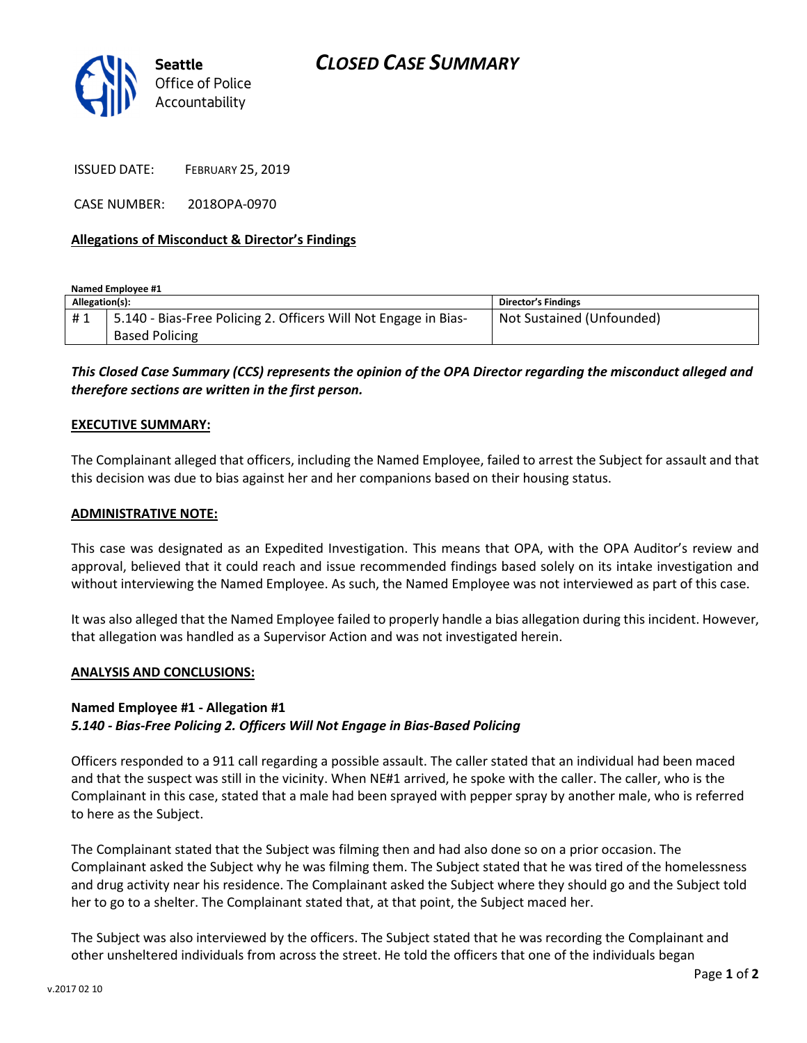Seattle Office of Police Accountability

# CLOSED CASE SUMMARY

ISSUED DATE: FEBRUARY 25, 2019

CASE NUMBER: 2018OPA-0970

### Allegations of Misconduct & Director's Findings

**Named Employee #1**

| Allegation(s): | | Director's Findings |
|---|---|---|
| # 1 | 5.140 - Bias-Free Policing 2. Officers Will Not Engage in Bias-Based Policing | Not Sustained (Unfounded) |

***This Closed Case Summary (CCS) represents the opinion of the OPA Director regarding the misconduct alleged and therefore sections are written in the first person.***

### EXECUTIVE SUMMARY:

The Complainant alleged that officers, including the Named Employee, failed to arrest the Subject for assault and that this decision was due to bias against her and her companions based on their housing status.

### ADMINISTRATIVE NOTE:

This case was designated as an Expedited Investigation. This means that OPA, with the OPA Auditor's review and approval, believed that it could reach and issue recommended findings based solely on its intake investigation and without interviewing the Named Employee. As such, the Named Employee was not interviewed as part of this case.

It was also alleged that the Named Employee failed to properly handle a bias allegation during this incident. However, that allegation was handled as a Supervisor Action and was not investigated herein.

### ANALYSIS AND CONCLUSIONS:

**Named Employee #1 - Allegation #1**
***5.140 - Bias-Free Policing 2. Officers Will Not Engage in Bias-Based Policing***

Officers responded to a 911 call regarding a possible assault. The caller stated that an individual had been maced and that the suspect was still in the vicinity. When NE#1 arrived, he spoke with the caller. The caller, who is the Complainant in this case, stated that a male had been sprayed with pepper spray by another male, who is referred to here as the Subject.

The Complainant stated that the Subject was filming then and had also done so on a prior occasion. The Complainant asked the Subject why he was filming them. The Subject stated that he was tired of the homelessness and drug activity near his residence. The Complainant asked the Subject where they should go and the Subject told her to go to a shelter. The Complainant stated that, at that point, the Subject maced her.

The Subject was also interviewed by the officers. The Subject stated that he was recording the Complainant and other unsheltered individuals from across the street. He told the officers that one of the individuals began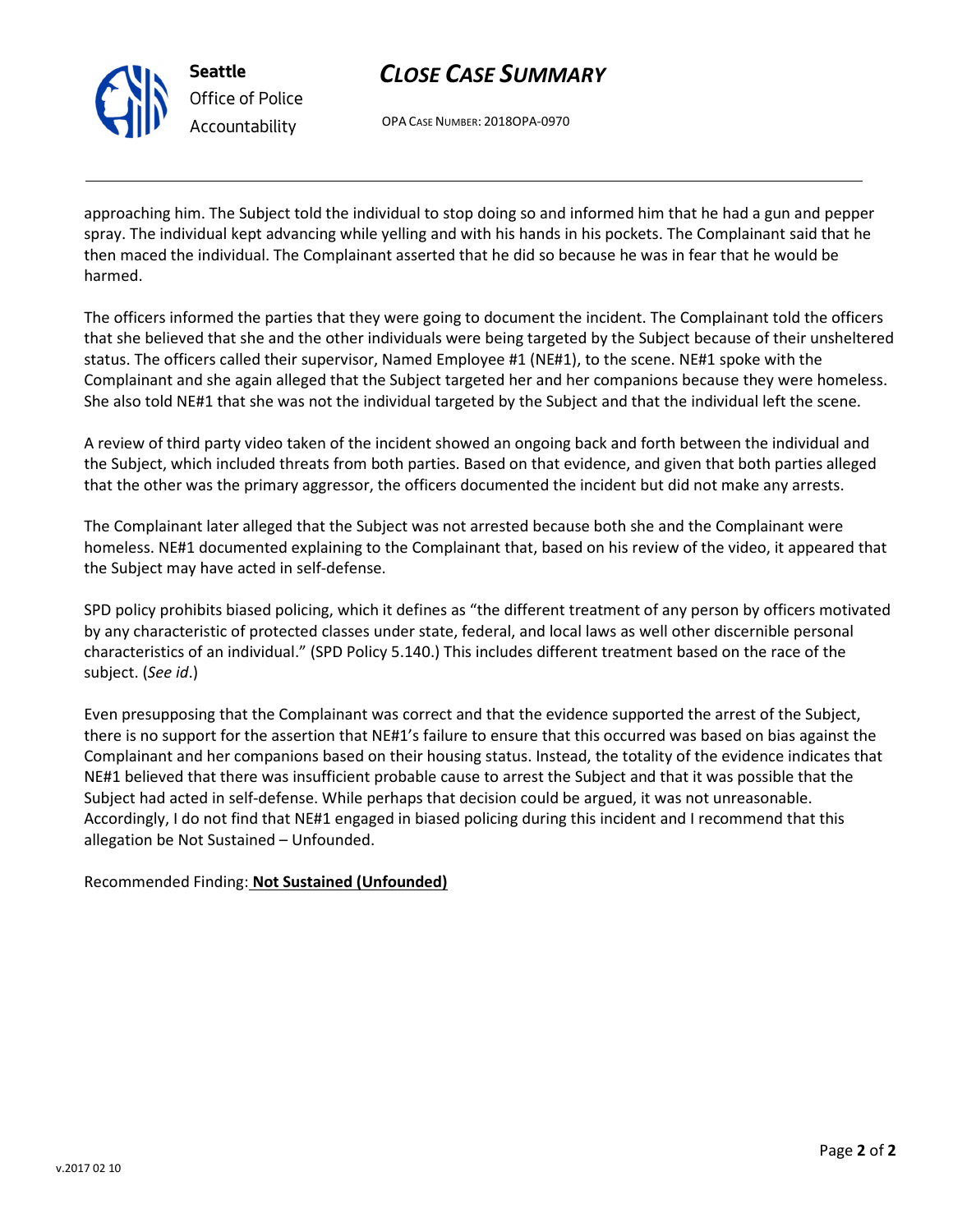approaching him. The Subject told the individual to stop doing so and informed him that he had a gun and pepper spray. The individual kept advancing while yelling and with his hands in his pockets. The Complainant said that he then maced the individual. The Complainant asserted that he did so because he was in fear that he would be harmed.

The officers informed the parties that they were going to document the incident. The Complainant told the officers that she believed that she and the other individuals were being targeted by the Subject because of their unsheltered status. The officers called their supervisor, Named Employee #1 (NE#1), to the scene. NE#1 spoke with the Complainant and she again alleged that the Subject targeted her and her companions because they were homeless. She also told NE#1 that she was not the individual targeted by the Subject and that the individual left the scene.

A review of third party video taken of the incident showed an ongoing back and forth between the individual and the Subject, which included threats from both parties. Based on that evidence, and given that both parties alleged that the other was the primary aggressor, the officers documented the incident but did not make any arrests.

The Complainant later alleged that the Subject was not arrested because both she and the Complainant were homeless. NE#1 documented explaining to the Complainant that, based on his review of the video, it appeared that the Subject may have acted in self-defense.

SPD policy prohibits biased policing, which it defines as "the different treatment of any person by officers motivated by any characteristic of protected classes under state, federal, and local laws as well other discernible personal characteristics of an individual." (SPD Policy 5.140.) This includes different treatment based on the race of the subject. (*See id*.)

Even presupposing that the Complainant was correct and that the evidence supported the arrest of the Subject, there is no support for the assertion that NE#1's failure to ensure that this occurred was based on bias against the Complainant and her companions based on their housing status. Instead, the totality of the evidence indicates that NE#1 believed that there was insufficient probable cause to arrest the Subject and that it was possible that the Subject had acted in self-defense. While perhaps that decision could be argued, it was not unreasonable. Accordingly, I do not find that NE#1 engaged in biased policing during this incident and I recommend that this allegation be Not Sustained – Unfounded.

Recommended Finding: **Not Sustained (Unfounded)**